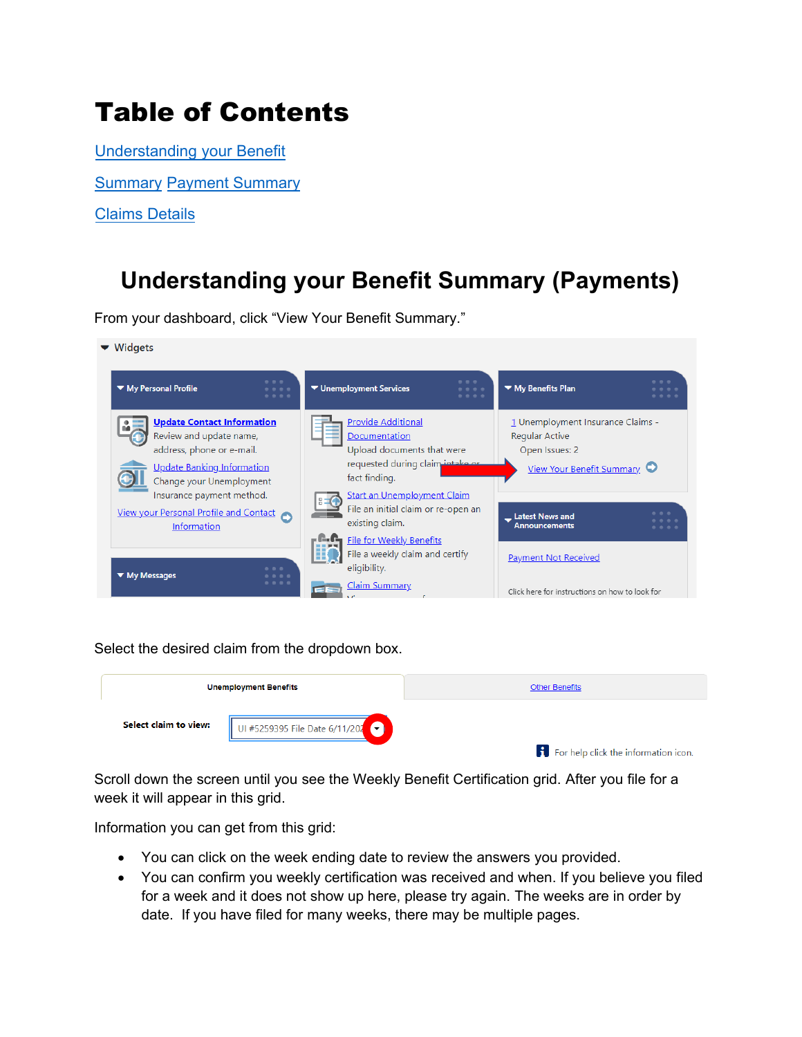# Table of Contents

[Understanding your Benefit](#)

[Summary](#) [Payment Summary](#)

[Claims Details](#)

## Understanding your Benefit Summary (Payments)

From your dashboard, click "View Your Benefit Summary."

Select the desired claim from the dropdown box.

Scroll down the screen until you see the Weekly Benefit Certification grid. After you file for a week it will appear in this grid.

Information you can get from this grid:

- You can click on the week ending date to review the answers you provided.
- You can confirm you weekly certification was received and when. If you believe you filed for a week and it does not show up here, please try again. The weeks are in order by date. If you have filed for many weeks, there may be multiple pages.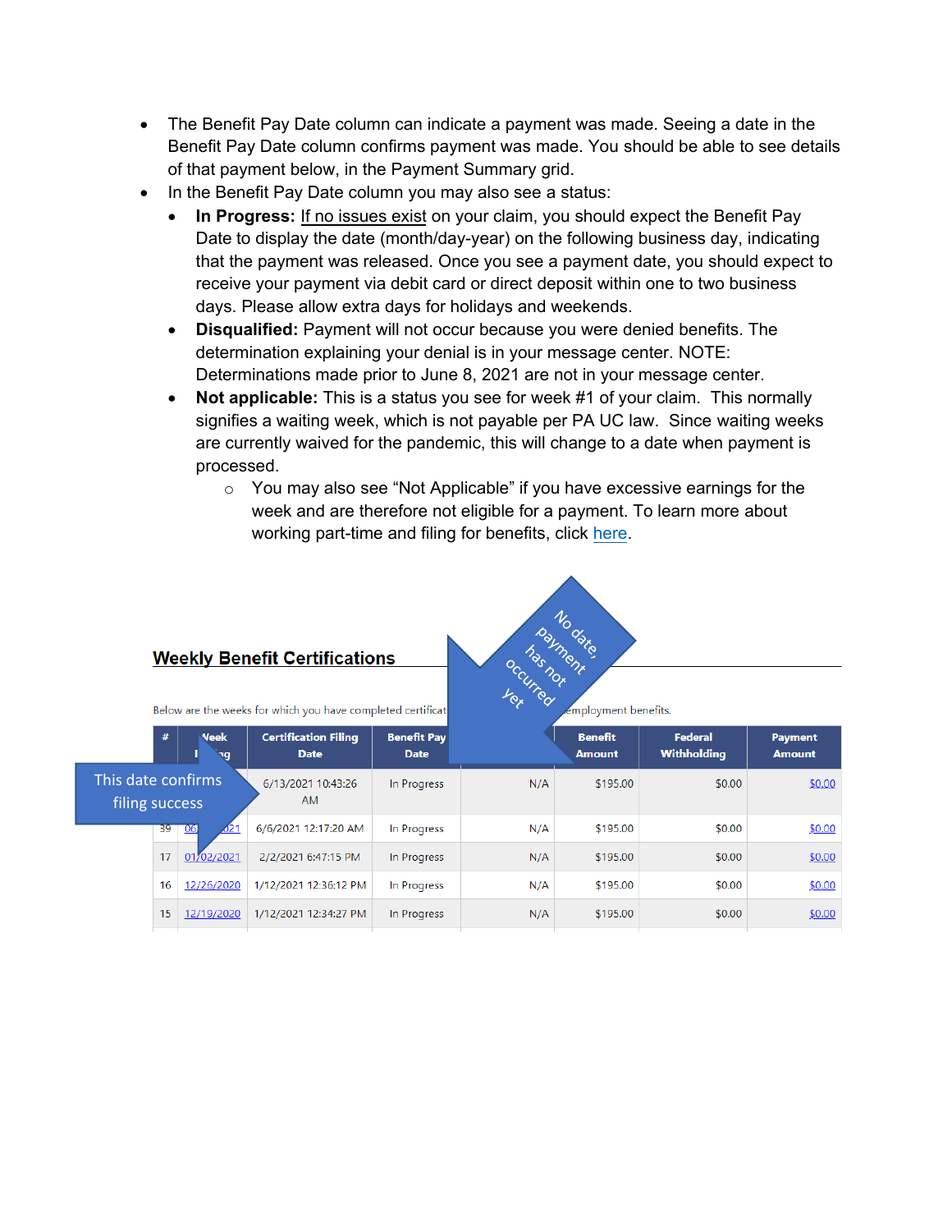- The Benefit Pay Date column can indicate a payment was made. Seeing a date in the Benefit Pay Date column confirms payment was made. You should be able to see details of that payment below, in the Payment Summary grid.
- In the Benefit Pay Date column you may also see a status:
  - **In Progress:** If no issues exist on your claim, you should expect the Benefit Pay Date to display the date (month/day-year) on the following business day, indicating that the payment was released. Once you see a payment date, you should expect to receive your payment via debit card or direct deposit within one to two business days. Please allow extra days for holidays and weekends.
  - **Disqualified:** Payment will not occur because you were denied benefits. The determination explaining your denial is in your message center. NOTE: Determinations made prior to June 8, 2021 are not in your message center.
  - **Not applicable:** This is a status you see for week #1 of your claim. This normally signifies a waiting week, which is not payable per PA UC law. Since waiting weeks are currently waived for the pandemic, this will change to a date when payment is processed.
    - You may also see "Not Applicable" if you have excessive earnings for the week and are therefore not eligible for a payment. To learn more about working part-time and filing for benefits, click here.

## Weekly Benefit Certifications

Below are the weeks for which you have completed certificat... employment benefits.

No date, payment has not occurred yet

This date confirms filing success

| # | Week Ending | Certification Filing Date | Benefit Pay Date | | Benefit Amount | Federal Withholding | Payment Amount |
|---|---|---|---|---|---|---|---|
| | | 6/13/2021 10:43:26 AM | In Progress | N/A | $195.00 | $0.00 | $0.00 |
| 39 | 06/...021 | 6/6/2021 12:17:20 AM | In Progress | N/A | $195.00 | $0.00 | $0.00 |
| 17 | 01/02/2021 | 2/2/2021 6:47:15 PM | In Progress | N/A | $195.00 | $0.00 | $0.00 |
| 16 | 12/26/2020 | 1/12/2021 12:36:12 PM | In Progress | N/A | $195.00 | $0.00 | $0.00 |
| 15 | 12/19/2020 | 1/12/2021 12:34:27 PM | In Progress | N/A | $195.00 | $0.00 | $0.00 |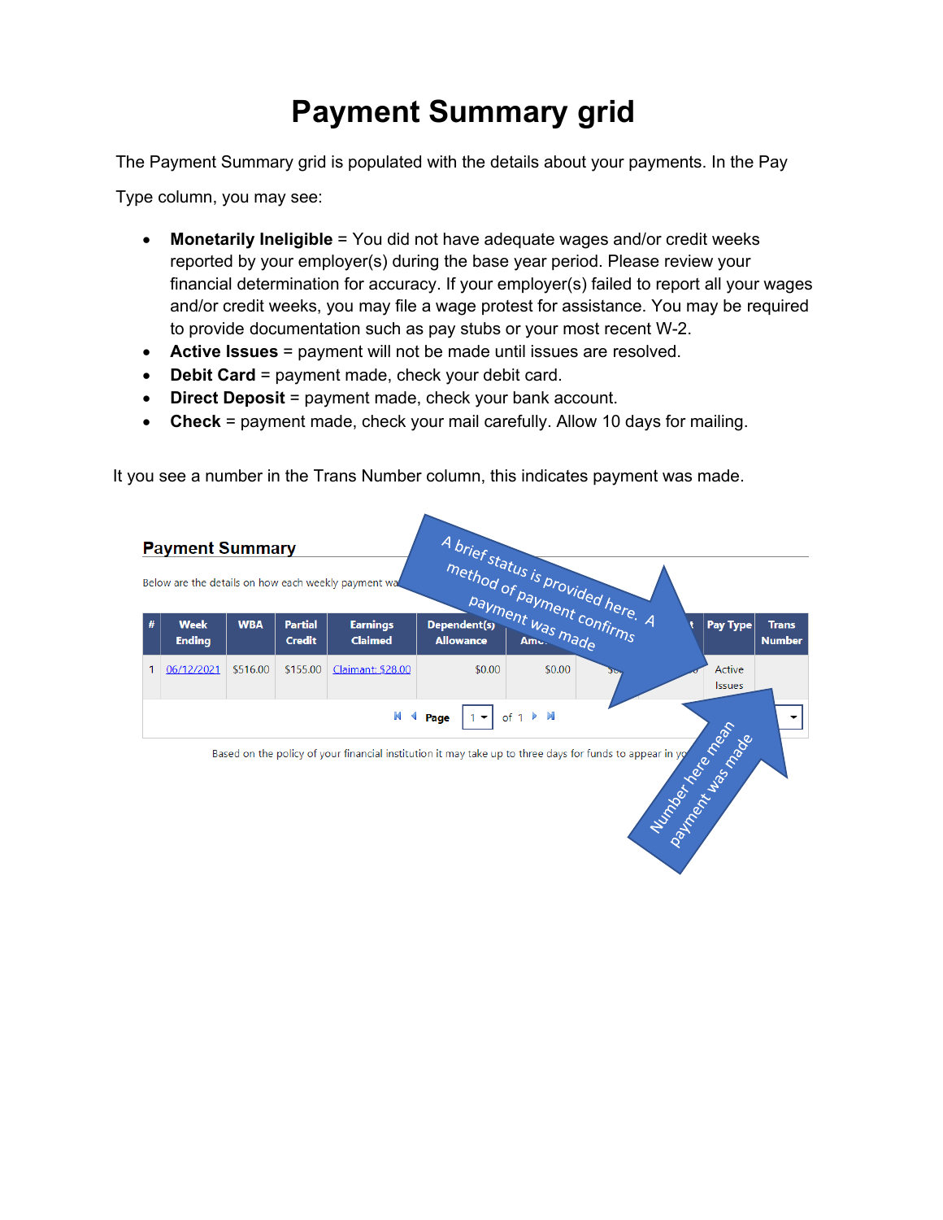# Payment Summary grid

The Payment Summary grid is populated with the details about your payments. In the Pay Type column, you may see:

- **Monetarily Ineligible** = You did not have adequate wages and/or credit weeks reported by your employer(s) during the base year period. Please review your financial determination for accuracy. If your employer(s) failed to report all your wages and/or credit weeks, you may file a wage protest for assistance. You may be required to provide documentation such as pay stubs or your most recent W-2.
- **Active Issues** = payment will not be made until issues are resolved.
- **Debit Card** = payment made, check your debit card.
- **Direct Deposit** = payment made, check your bank account.
- **Check** = payment made, check your mail carefully. Allow 10 days for mailing.

It you see a number in the Trans Number column, this indicates payment was made.

**Payment Summary**

Below are the details on how each weekly payment wa

| # | Week Ending | WBA | Partial Credit | Earnings Claimed | Dependent(s) Allowance | Amo | | | Pay Type | Trans Number |
|---|---|---|---|---|---|---|---|---|---|---|
| 1 | 06/12/2021 | $516.00 | $155.00 | Claimant: $28.00 | $0.00 | $0.00 | $0 | | Active Issues | |

Page 1 of 1

Based on the policy of your financial institution it may take up to three days for funds to appear in yo

A brief status is provided here. A method of payment confirms payment was made

Number here mean payment was made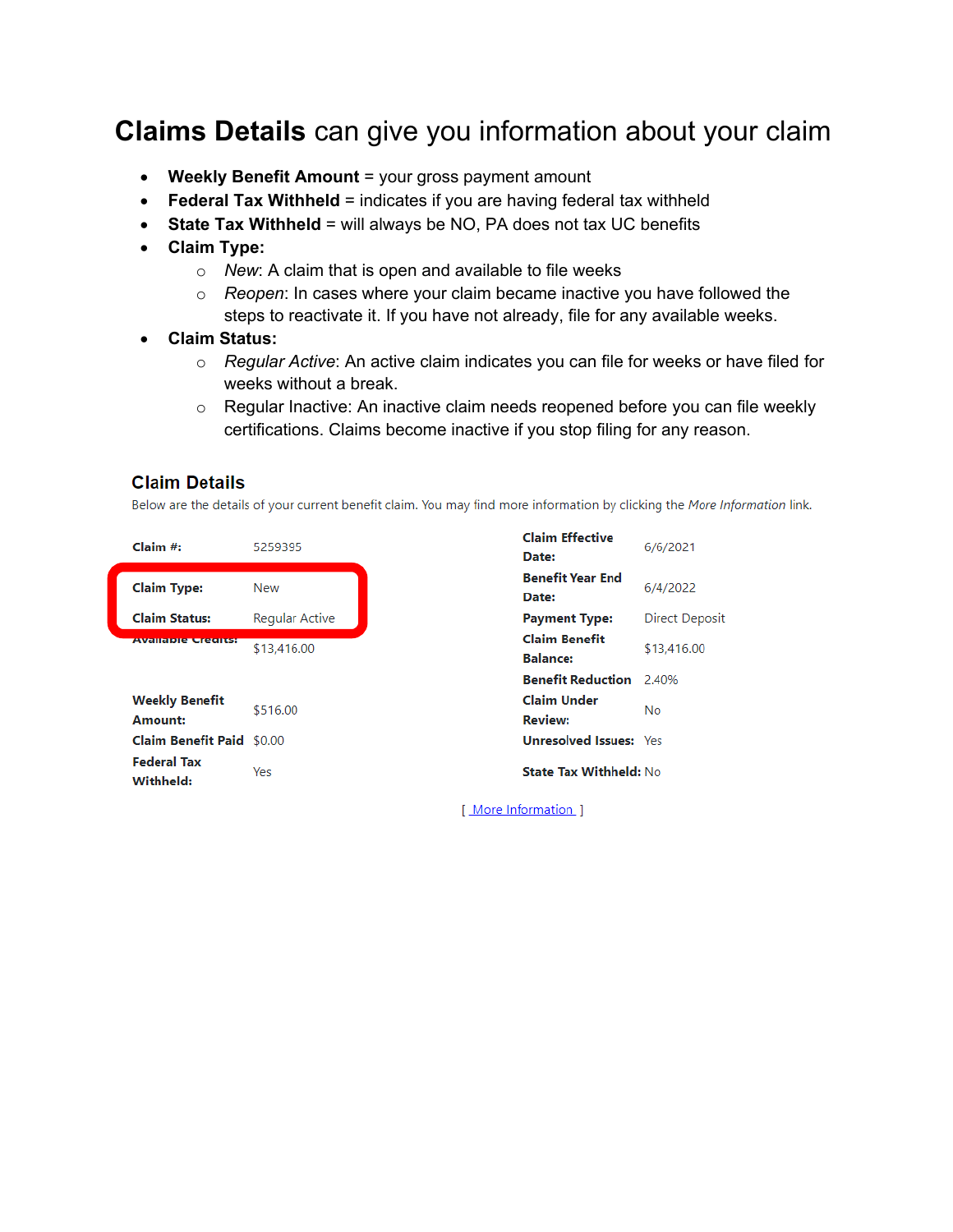# **Claims Details** can give you information about your claim

- **Weekly Benefit Amount** = your gross payment amount
- **Federal Tax Withheld** = indicates if you are having federal tax withheld
- **State Tax Withheld** = will always be NO, PA does not tax UC benefits
- **Claim Type:**
  - *New*: A claim that is open and available to file weeks
  - *Reopen*: In cases where your claim became inactive you have followed the steps to reactivate it. If you have not already, file for any available weeks.
- **Claim Status:**
  - *Regular Active*: An active claim indicates you can file for weeks or have filed for weeks without a break.
  - Regular Inactive: An inactive claim needs reopened before you can file weekly certifications. Claims become inactive if you stop filing for any reason.

## Claim Details

Below are the details of your current benefit claim. You may find more information by clicking the *More Information* link.

| | | | |
|---|---|---|---|
| **Claim #:** | 5259395 | **Claim Effective Date:** | 6/6/2021 |
| **Claim Type:** | New | **Benefit Year End Date:** | 6/4/2022 |
| **Claim Status:** | Regular Active | **Payment Type:** | Direct Deposit |
| **Available Credits:** | $13,416.00 | **Claim Benefit Balance:** | $13,416.00 |
| | | **Benefit Reduction** | 2.40% |
| **Weekly Benefit Amount:** | $516.00 | **Claim Under Review:** | No |
| **Claim Benefit Paid** | $0.00 | **Unresolved Issues:** | Yes |
| **Federal Tax Withheld:** | Yes | **State Tax Withheld:** | No |

[ More Information ]